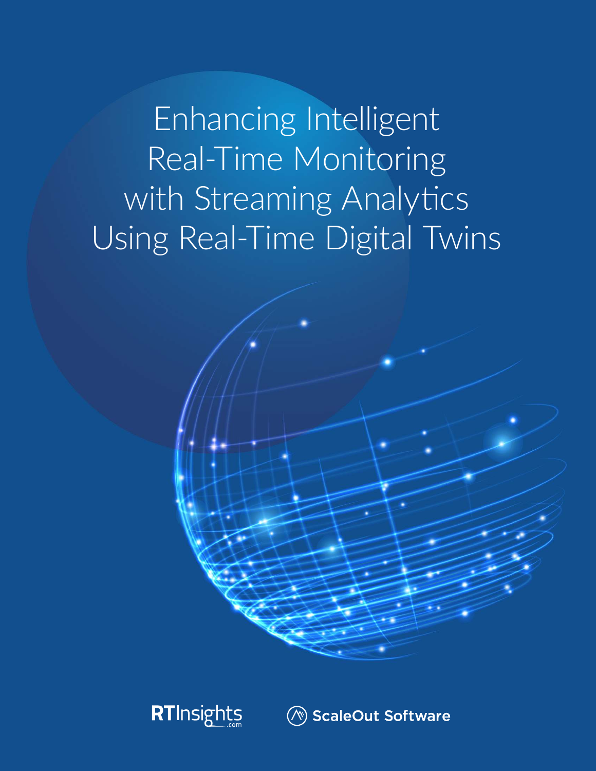# Enhancing Intelligent Real-Time Monitoring with Streaming Analytics Using Real-Time Digital Twins

RTInsights.com

ScaleOut Software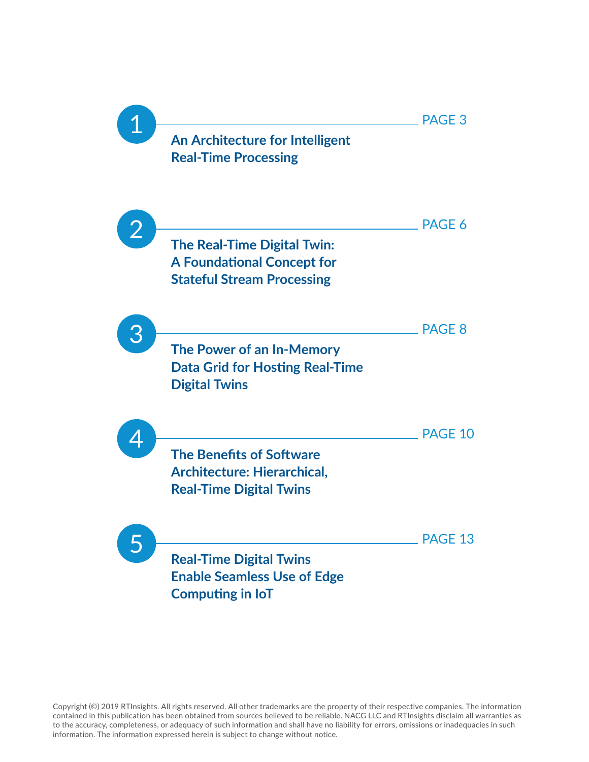1. **An Architecture for Intelligent Real-Time Processing** — PAGE 3

2. **The Real-Time Digital Twin: A Foundational Concept for Stateful Stream Processing** — PAGE 6

3. **The Power of an In-Memory Data Grid for Hosting Real-Time Digital Twins** — PAGE 8

4. **The Benefits of Software Architecture: Hierarchical, Real-Time Digital Twins** — PAGE 10

5. **Real-Time Digital Twins Enable Seamless Use of Edge Computing in IoT** — PAGE 13

Copyright (©) 2019 RTInsights. All rights reserved. All other trademarks are the property of their respective companies. The information contained in this publication has been obtained from sources believed to be reliable. NACG LLC and RTInsights disclaim all warranties as to the accuracy, completeness, or adequacy of such information and shall have no liability for errors, omissions or inadequacies in such information. The information expressed herein is subject to change without notice.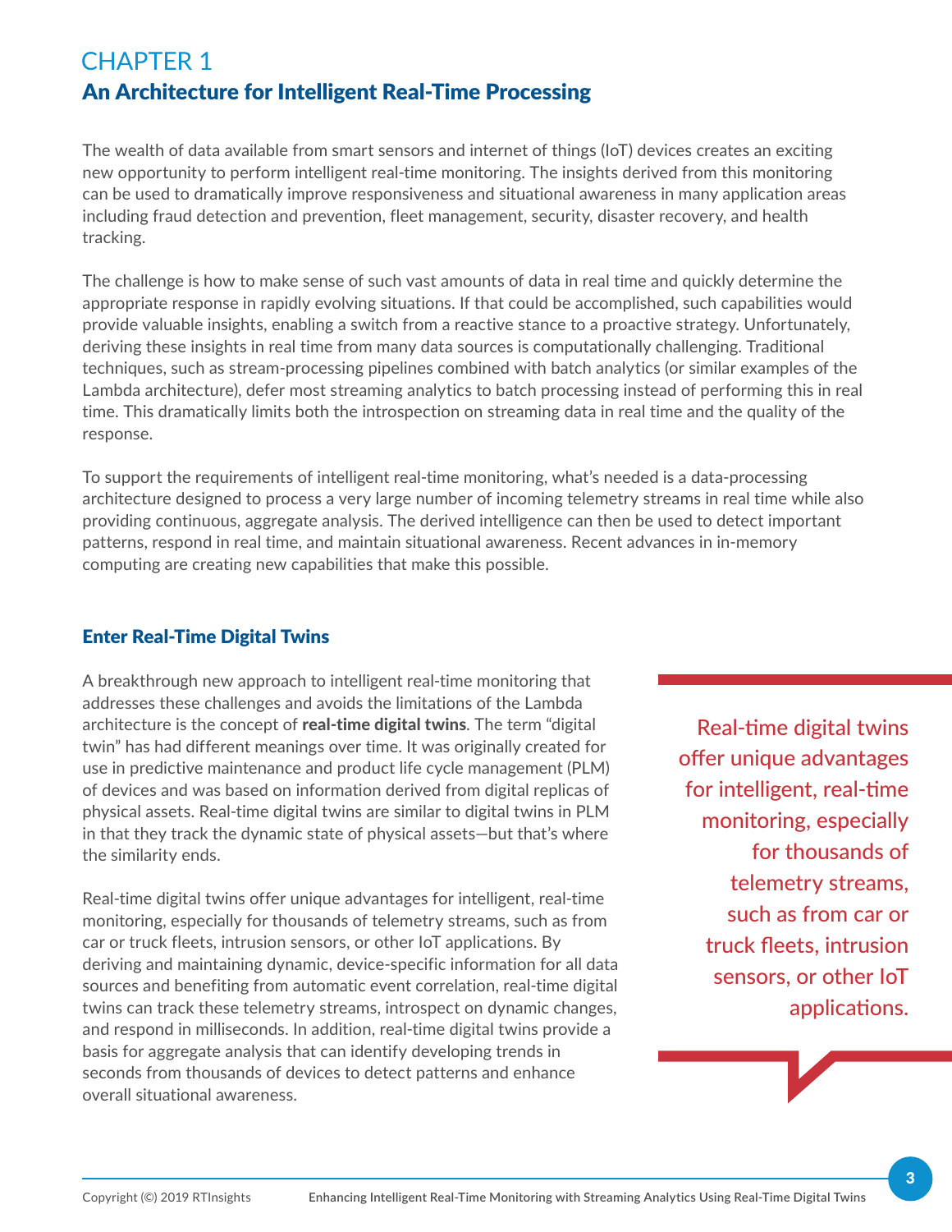# CHAPTER 1

## An Architecture for Intelligent Real-Time Processing

The wealth of data available from smart sensors and internet of things (IoT) devices creates an exciting new opportunity to perform intelligent real-time monitoring. The insights derived from this monitoring can be used to dramatically improve responsiveness and situational awareness in many application areas including fraud detection and prevention, fleet management, security, disaster recovery, and health tracking.

The challenge is how to make sense of such vast amounts of data in real time and quickly determine the appropriate response in rapidly evolving situations. If that could be accomplished, such capabilities would provide valuable insights, enabling a switch from a reactive stance to a proactive strategy. Unfortunately, deriving these insights in real time from many data sources is computationally challenging. Traditional techniques, such as stream-processing pipelines combined with batch analytics (or similar examples of the Lambda architecture), defer most streaming analytics to batch processing instead of performing this in real time. This dramatically limits both the introspection on streaming data in real time and the quality of the response.

To support the requirements of intelligent real-time monitoring, what's needed is a data-processing architecture designed to process a very large number of incoming telemetry streams in real time while also providing continuous, aggregate analysis. The derived intelligence can then be used to detect important patterns, respond in real time, and maintain situational awareness. Recent advances in in-memory computing are creating new capabilities that make this possible.

### Enter Real-Time Digital Twins

A breakthrough new approach to intelligent real-time monitoring that addresses these challenges and avoids the limitations of the Lambda architecture is the concept of **real-time digital twins**. The term "digital twin" has had different meanings over time. It was originally created for use in predictive maintenance and product life cycle management (PLM) of devices and was based on information derived from digital replicas of physical assets. Real-time digital twins are similar to digital twins in PLM in that they track the dynamic state of physical assets—but that's where the similarity ends.

Real-time digital twins offer unique advantages for intelligent, real-time monitoring, especially for thousands of telemetry streams, such as from car or truck fleets, intrusion sensors, or other IoT applications. By deriving and maintaining dynamic, device-specific information for all data sources and benefiting from automatic event correlation, real-time digital twins can track these telemetry streams, introspect on dynamic changes, and respond in milliseconds. In addition, real-time digital twins provide a basis for aggregate analysis that can identify developing trends in seconds from thousands of devices to detect patterns and enhance overall situational awareness.

> Real-time digital twins offer unique advantages for intelligent, real-time monitoring, especially for thousands of telemetry streams, such as from car or truck fleets, intrusion sensors, or other IoT applications.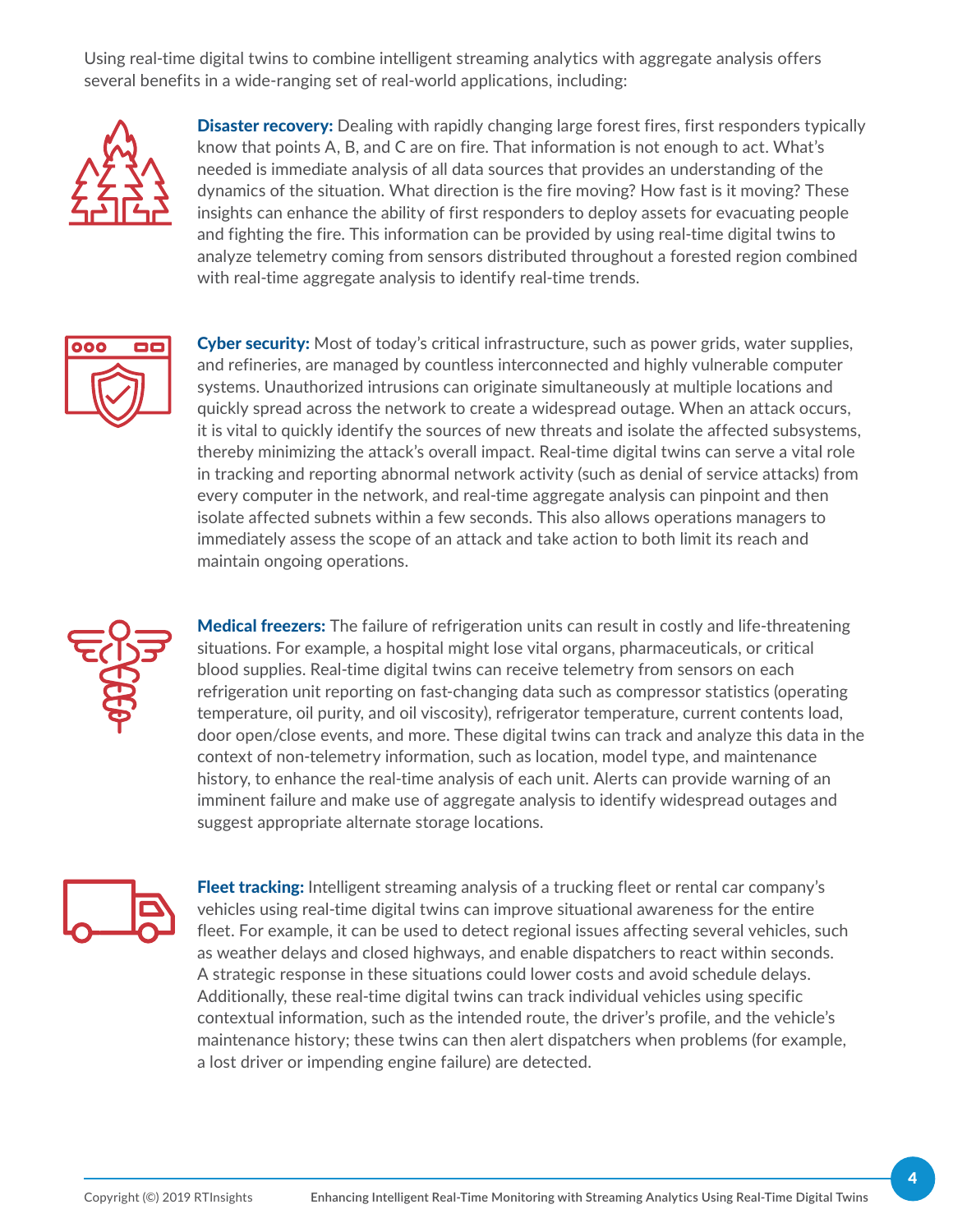Using real-time digital twins to combine intelligent streaming analytics with aggregate analysis offers several benefits in a wide-ranging set of real-world applications, including:

**Disaster recovery:** Dealing with rapidly changing large forest fires, first responders typically know that points A, B, and C are on fire. That information is not enough to act. What's needed is immediate analysis of all data sources that provides an understanding of the dynamics of the situation. What direction is the fire moving? How fast is it moving? These insights can enhance the ability of first responders to deploy assets for evacuating people and fighting the fire. This information can be provided by using real-time digital twins to analyze telemetry coming from sensors distributed throughout a forested region combined with real-time aggregate analysis to identify real-time trends.

**Cyber security:** Most of today's critical infrastructure, such as power grids, water supplies, and refineries, are managed by countless interconnected and highly vulnerable computer systems. Unauthorized intrusions can originate simultaneously at multiple locations and quickly spread across the network to create a widespread outage. When an attack occurs, it is vital to quickly identify the sources of new threats and isolate the affected subsystems, thereby minimizing the attack's overall impact. Real-time digital twins can serve a vital role in tracking and reporting abnormal network activity (such as denial of service attacks) from every computer in the network, and real-time aggregate analysis can pinpoint and then isolate affected subnets within a few seconds. This also allows operations managers to immediately assess the scope of an attack and take action to both limit its reach and maintain ongoing operations.

**Medical freezers:** The failure of refrigeration units can result in costly and life-threatening situations. For example, a hospital might lose vital organs, pharmaceuticals, or critical blood supplies. Real-time digital twins can receive telemetry from sensors on each refrigeration unit reporting on fast-changing data such as compressor statistics (operating temperature, oil purity, and oil viscosity), refrigerator temperature, current contents load, door open/close events, and more. These digital twins can track and analyze this data in the context of non-telemetry information, such as location, model type, and maintenance history, to enhance the real-time analysis of each unit. Alerts can provide warning of an imminent failure and make use of aggregate analysis to identify widespread outages and suggest appropriate alternate storage locations.

**Fleet tracking:** Intelligent streaming analysis of a trucking fleet or rental car company's vehicles using real-time digital twins can improve situational awareness for the entire fleet. For example, it can be used to detect regional issues affecting several vehicles, such as weather delays and closed highways, and enable dispatchers to react within seconds. A strategic response in these situations could lower costs and avoid schedule delays. Additionally, these real-time digital twins can track individual vehicles using specific contextual information, such as the intended route, the driver's profile, and the vehicle's maintenance history; these twins can then alert dispatchers when problems (for example, a lost driver or impending engine failure) are detected.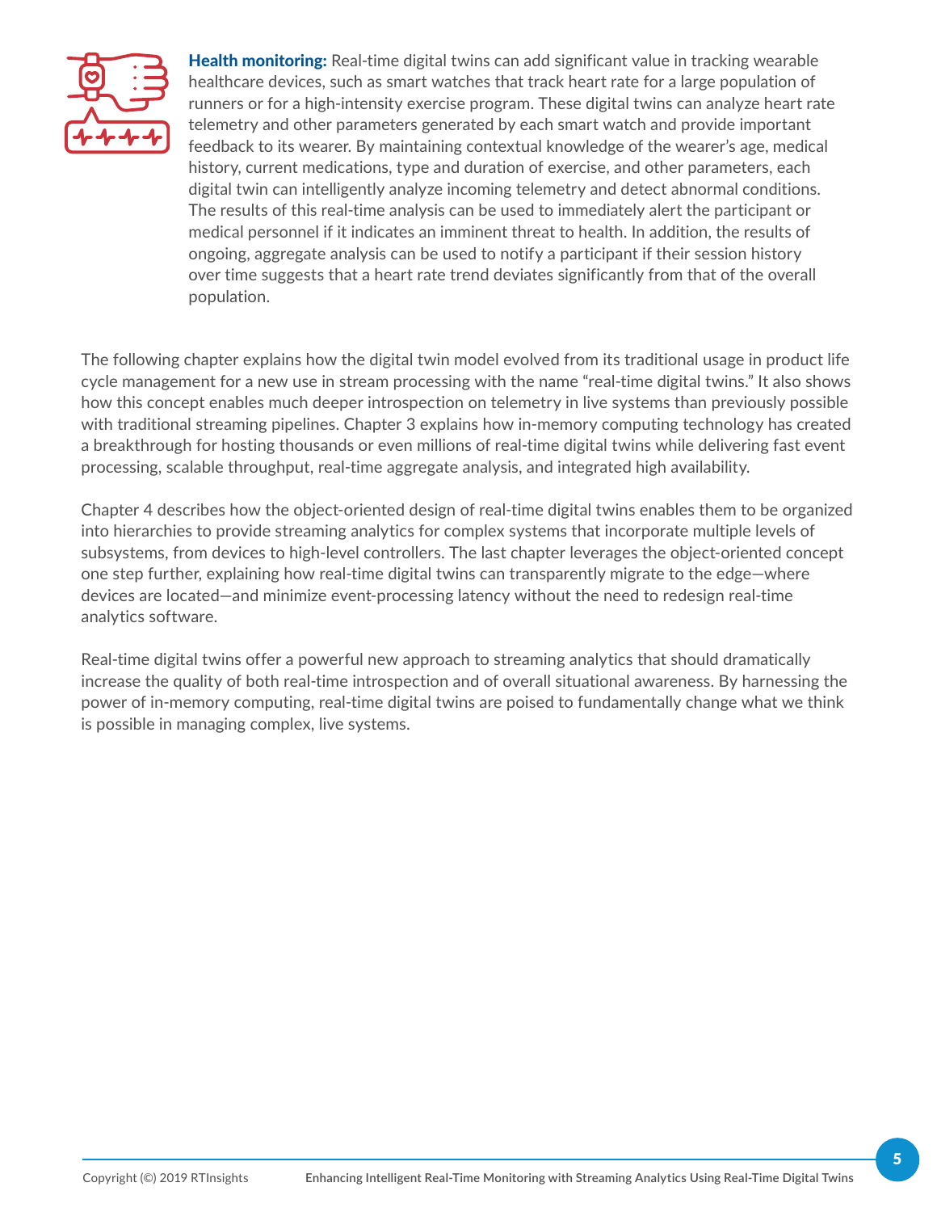**Health monitoring:** Real-time digital twins can add significant value in tracking wearable healthcare devices, such as smart watches that track heart rate for a large population of runners or for a high-intensity exercise program. These digital twins can analyze heart rate telemetry and other parameters generated by each smart watch and provide important feedback to its wearer. By maintaining contextual knowledge of the wearer's age, medical history, current medications, type and duration of exercise, and other parameters, each digital twin can intelligently analyze incoming telemetry and detect abnormal conditions. The results of this real-time analysis can be used to immediately alert the participant or medical personnel if it indicates an imminent threat to health. In addition, the results of ongoing, aggregate analysis can be used to notify a participant if their session history over time suggests that a heart rate trend deviates significantly from that of the overall population.

The following chapter explains how the digital twin model evolved from its traditional usage in product life cycle management for a new use in stream processing with the name "real-time digital twins." It also shows how this concept enables much deeper introspection on telemetry in live systems than previously possible with traditional streaming pipelines. Chapter 3 explains how in-memory computing technology has created a breakthrough for hosting thousands or even millions of real-time digital twins while delivering fast event processing, scalable throughput, real-time aggregate analysis, and integrated high availability.

Chapter 4 describes how the object-oriented design of real-time digital twins enables them to be organized into hierarchies to provide streaming analytics for complex systems that incorporate multiple levels of subsystems, from devices to high-level controllers. The last chapter leverages the object-oriented concept one step further, explaining how real-time digital twins can transparently migrate to the edge—where devices are located—and minimize event-processing latency without the need to redesign real-time analytics software.

Real-time digital twins offer a powerful new approach to streaming analytics that should dramatically increase the quality of both real-time introspection and of overall situational awareness. By harnessing the power of in-memory computing, real-time digital twins are poised to fundamentally change what we think is possible in managing complex, live systems.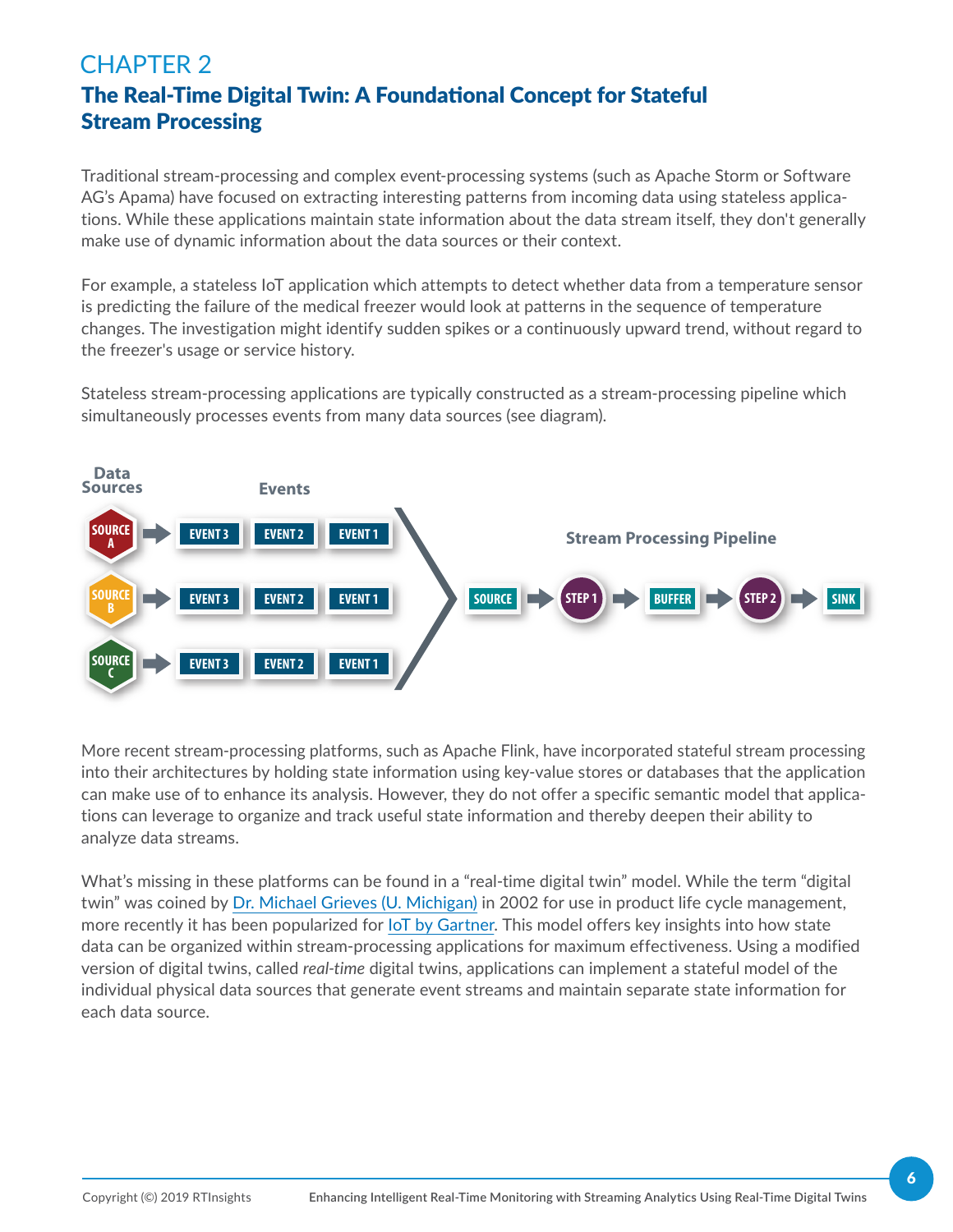# CHAPTER 2

## The Real-Time Digital Twin: A Foundational Concept for Stateful Stream Processing

Traditional stream-processing and complex event-processing systems (such as Apache Storm or Software AG's Apama) have focused on extracting interesting patterns from incoming data using stateless applications. While these applications maintain state information about the data stream itself, they don't generally make use of dynamic information about the data sources or their context.

For example, a stateless IoT application which attempts to detect whether data from a temperature sensor is predicting the failure of the medical freezer would look at patterns in the sequence of temperature changes. The investigation might identify sudden spikes or a continuously upward trend, without regard to the freezer's usage or service history.

Stateless stream-processing applications are typically constructed as a stream-processing pipeline which simultaneously processes events from many data sources (see diagram).

Data Sources

Events

SOURCE A → EVENT 3 | EVENT 2 | EVENT 1

SOURCE B → EVENT 3 | EVENT 2 | EVENT 1

SOURCE C → EVENT 3 | EVENT 2 | EVENT 1

Stream Processing Pipeline

SOURCE → STEP 1 → BUFFER → STEP 2 → SINK

More recent stream-processing platforms, such as Apache Flink, have incorporated stateful stream processing into their architectures by holding state information using key-value stores or databases that the application can make use of to enhance its analysis. However, they do not offer a specific semantic model that applications can leverage to organize and track useful state information and thereby deepen their ability to analyze data streams.

What's missing in these platforms can be found in a "real-time digital twin" model. While the term "digital twin" was coined by Dr. Michael Grieves (U. Michigan) in 2002 for use in product life cycle management, more recently it has been popularized for IoT by Gartner. This model offers key insights into how state data can be organized within stream-processing applications for maximum effectiveness. Using a modified version of digital twins, called *real-time* digital twins, applications can implement a stateful model of the individual physical data sources that generate event streams and maintain separate state information for each data source.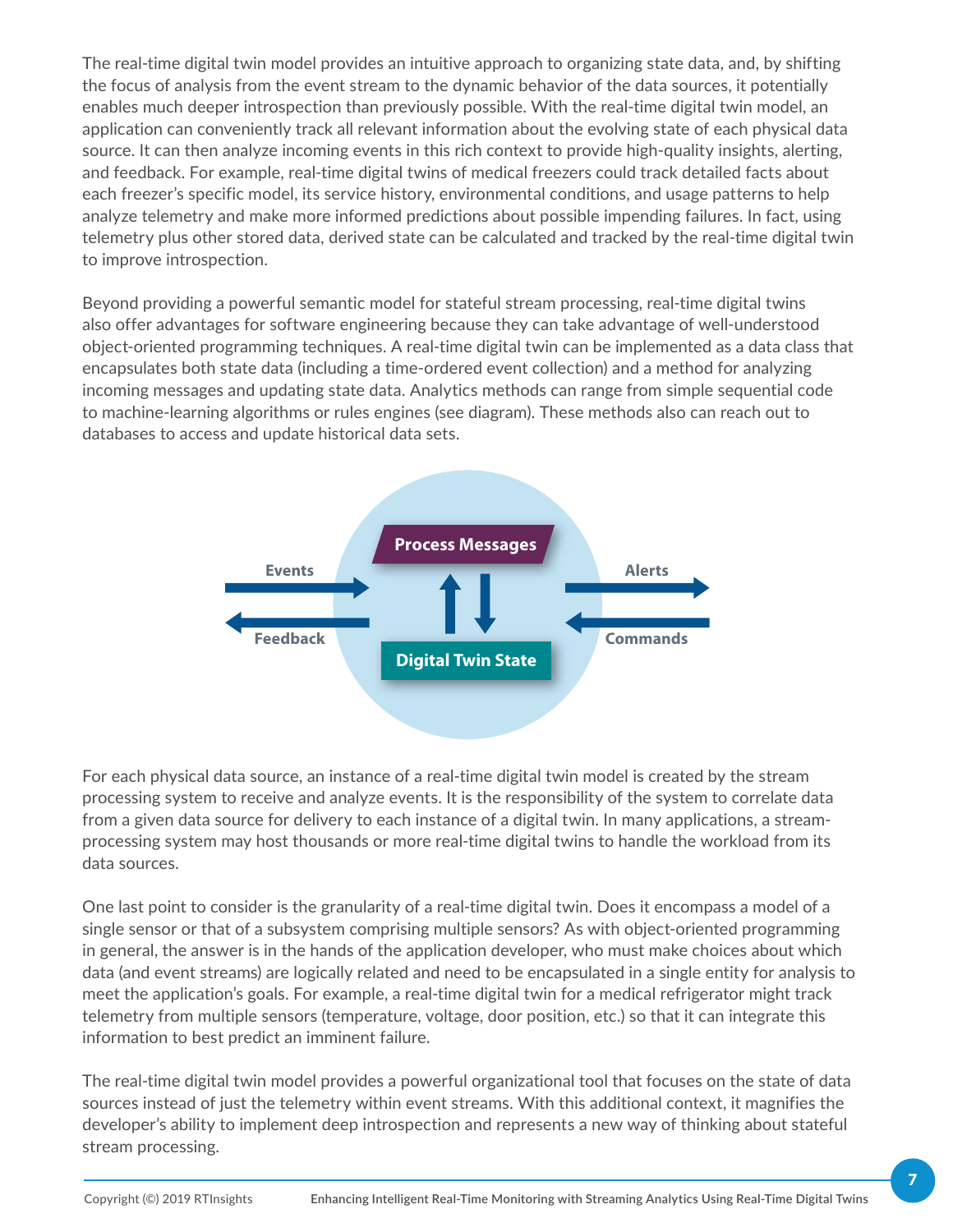The real-time digital twin model provides an intuitive approach to organizing state data, and, by shifting the focus of analysis from the event stream to the dynamic behavior of the data sources, it potentially enables much deeper introspection than previously possible. With the real-time digital twin model, an application can conveniently track all relevant information about the evolving state of each physical data source. It can then analyze incoming events in this rich context to provide high-quality insights, alerting, and feedback. For example, real-time digital twins of medical freezers could track detailed facts about each freezer's specific model, its service history, environmental conditions, and usage patterns to help analyze telemetry and make more informed predictions about possible impending failures. In fact, using telemetry plus other stored data, derived state can be calculated and tracked by the real-time digital twin to improve introspection.

Beyond providing a powerful semantic model for stateful stream processing, real-time digital twins also offer advantages for software engineering because they can take advantage of well-understood object-oriented programming techniques. A real-time digital twin can be implemented as a data class that encapsulates both state data (including a time-ordered event collection) and a method for analyzing incoming messages and updating state data. Analytics methods can range from simple sequential code to machine-learning algorithms or rules engines (see diagram). These methods also can reach out to databases to access and update historical data sets.

Events → **Process Messages** → Alerts

Feedback ← **Digital Twin State** ← Commands

For each physical data source, an instance of a real-time digital twin model is created by the stream processing system to receive and analyze events. It is the responsibility of the system to correlate data from a given data source for delivery to each instance of a digital twin. In many applications, a stream-processing system may host thousands or more real-time digital twins to handle the workload from its data sources.

One last point to consider is the granularity of a real-time digital twin. Does it encompass a model of a single sensor or that of a subsystem comprising multiple sensors? As with object-oriented programming in general, the answer is in the hands of the application developer, who must make choices about which data (and event streams) are logically related and need to be encapsulated in a single entity for analysis to meet the application's goals. For example, a real-time digital twin for a medical refrigerator might track telemetry from multiple sensors (temperature, voltage, door position, etc.) so that it can integrate this information to best predict an imminent failure.

The real-time digital twin model provides a powerful organizational tool that focuses on the state of data sources instead of just the telemetry within event streams. With this additional context, it magnifies the developer's ability to implement deep introspection and represents a new way of thinking about stateful stream processing.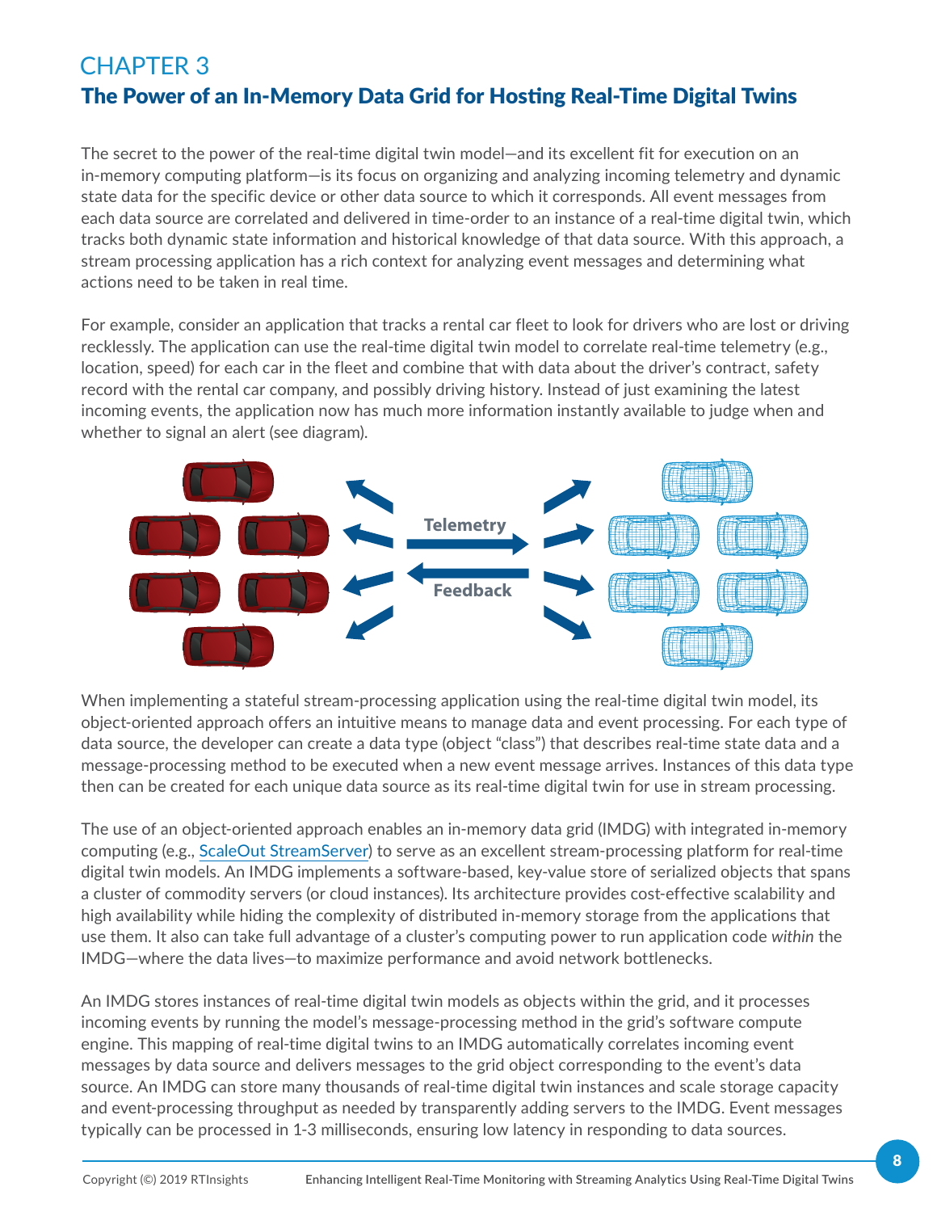# CHAPTER 3

## The Power of an In-Memory Data Grid for Hosting Real-Time Digital Twins

The secret to the power of the real-time digital twin model—and its excellent fit for execution on an in-memory computing platform—is its focus on organizing and analyzing incoming telemetry and dynamic state data for the specific device or other data source to which it corresponds. All event messages from each data source are correlated and delivered in time-order to an instance of a real-time digital twin, which tracks both dynamic state information and historical knowledge of that data source. With this approach, a stream processing application has a rich context for analyzing event messages and determining what actions need to be taken in real time.

For example, consider an application that tracks a rental car fleet to look for drivers who are lost or driving recklessly. The application can use the real-time digital twin model to correlate real-time telemetry (e.g., location, speed) for each car in the fleet and combine that with data about the driver's contract, safety record with the rental car company, and possibly driving history. Instead of just examining the latest incoming events, the application now has much more information instantly available to judge when and whether to signal an alert (see diagram).

Telemetry

Feedback

When implementing a stateful stream-processing application using the real-time digital twin model, its object-oriented approach offers an intuitive means to manage data and event processing. For each type of data source, the developer can create a data type (object "class") that describes real-time state data and a message-processing method to be executed when a new event message arrives. Instances of this data type then can be created for each unique data source as its real-time digital twin for use in stream processing.

The use of an object-oriented approach enables an in-memory data grid (IMDG) with integrated in-memory computing (e.g., ScaleOut StreamServer) to serve as an excellent stream-processing platform for real-time digital twin models. An IMDG implements a software-based, key-value store of serialized objects that spans a cluster of commodity servers (or cloud instances). Its architecture provides cost-effective scalability and high availability while hiding the complexity of distributed in-memory storage from the applications that use them. It also can take full advantage of a cluster's computing power to run application code *within* the IMDG—where the data lives—to maximize performance and avoid network bottlenecks.

An IMDG stores instances of real-time digital twin models as objects within the grid, and it processes incoming events by running the model's message-processing method in the grid's software compute engine. This mapping of real-time digital twins to an IMDG automatically correlates incoming event messages by data source and delivers messages to the grid object corresponding to the event's data source. An IMDG can store many thousands of real-time digital twin instances and scale storage capacity and event-processing throughput as needed by transparently adding servers to the IMDG. Event messages typically can be processed in 1-3 milliseconds, ensuring low latency in responding to data sources.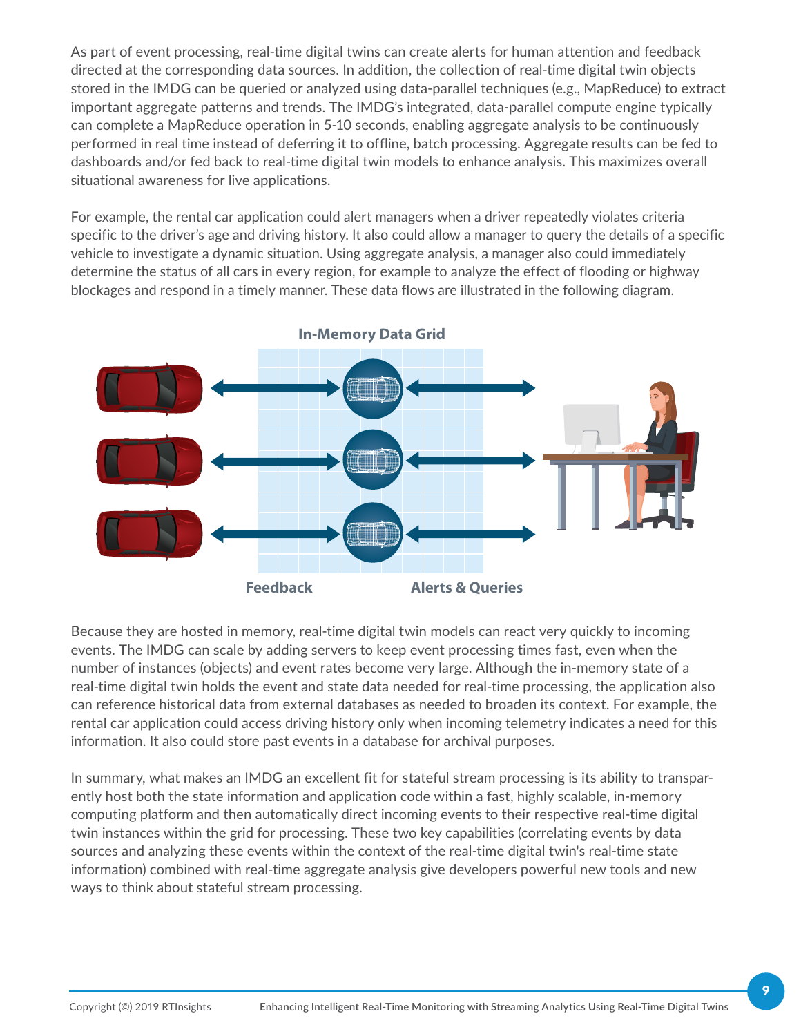As part of event processing, real-time digital twins can create alerts for human attention and feedback directed at the corresponding data sources. In addition, the collection of real-time digital twin objects stored in the IMDG can be queried or analyzed using data-parallel techniques (e.g., MapReduce) to extract important aggregate patterns and trends. The IMDG's integrated, data-parallel compute engine typically can complete a MapReduce operation in 5-10 seconds, enabling aggregate analysis to be continuously performed in real time instead of deferring it to offline, batch processing. Aggregate results can be fed to dashboards and/or fed back to real-time digital twin models to enhance analysis. This maximizes overall situational awareness for live applications.

For example, the rental car application could alert managers when a driver repeatedly violates criteria specific to the driver's age and driving history. It also could allow a manager to query the details of a specific vehicle to investigate a dynamic situation. Using aggregate analysis, a manager also could immediately determine the status of all cars in every region, for example to analyze the effect of flooding or highway blockages and respond in a timely manner. These data flows are illustrated in the following diagram.

**In-Memory Data Grid**

**Feedback** **Alerts & Queries**

Because they are hosted in memory, real-time digital twin models can react very quickly to incoming events. The IMDG can scale by adding servers to keep event processing times fast, even when the number of instances (objects) and event rates become very large. Although the in-memory state of a real-time digital twin holds the event and state data needed for real-time processing, the application also can reference historical data from external databases as needed to broaden its context. For example, the rental car application could access driving history only when incoming telemetry indicates a need for this information. It also could store past events in a database for archival purposes.

In summary, what makes an IMDG an excellent fit for stateful stream processing is its ability to transparently host both the state information and application code within a fast, highly scalable, in-memory computing platform and then automatically direct incoming events to their respective real-time digital twin instances within the grid for processing. These two key capabilities (correlating events by data sources and analyzing these events within the context of the real-time digital twin's real-time state information) combined with real-time aggregate analysis give developers powerful new tools and new ways to think about stateful stream processing.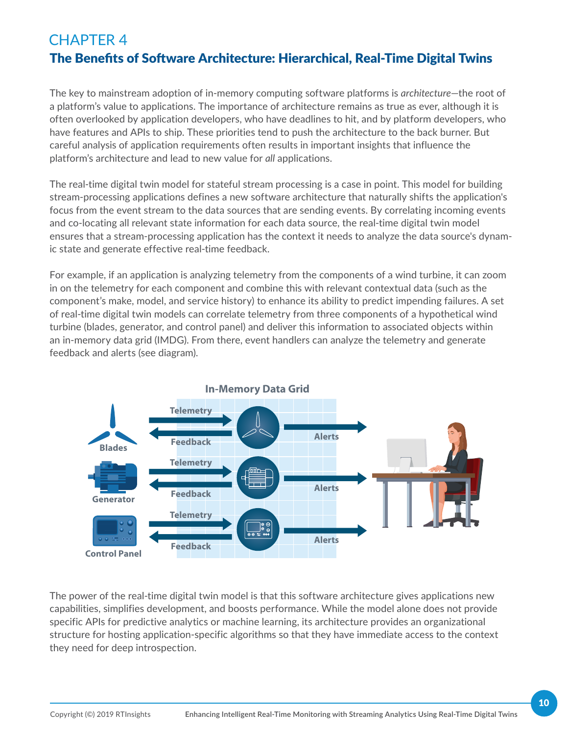# CHAPTER 4

## The Benefits of Software Architecture: Hierarchical, Real-Time Digital Twins

The key to mainstream adoption of in-memory computing software platforms is *architecture*—the root of a platform's value to applications. The importance of architecture remains as true as ever, although it is often overlooked by application developers, who have deadlines to hit, and by platform developers, who have features and APIs to ship. These priorities tend to push the architecture to the back burner. But careful analysis of application requirements often results in important insights that influence the platform's architecture and lead to new value for *all* applications.

The real-time digital twin model for stateful stream processing is a case in point. This model for building stream-processing applications defines a new software architecture that naturally shifts the application's focus from the event stream to the data sources that are sending events. By correlating incoming events and co-locating all relevant state information for each data source, the real-time digital twin model ensures that a stream-processing application has the context it needs to analyze the data source's dynamic state and generate effective real-time feedback.

For example, if an application is analyzing telemetry from the components of a wind turbine, it can zoom in on the telemetry for each component and combine this with relevant contextual data (such as the component's make, model, and service history) to enhance its ability to predict impending failures. A set of real-time digital twin models can correlate telemetry from three components of a hypothetical wind turbine (blades, generator, and control panel) and deliver this information to associated objects within an in-memory data grid (IMDG). From there, event handlers can analyze the telemetry and generate feedback and alerts (see diagram).

The power of the real-time digital twin model is that this software architecture gives applications new capabilities, simplifies development, and boosts performance. While the model alone does not provide specific APIs for predictive analytics or machine learning, its architecture provides an organizational structure for hosting application-specific algorithms so that they have immediate access to the context they need for deep introspection.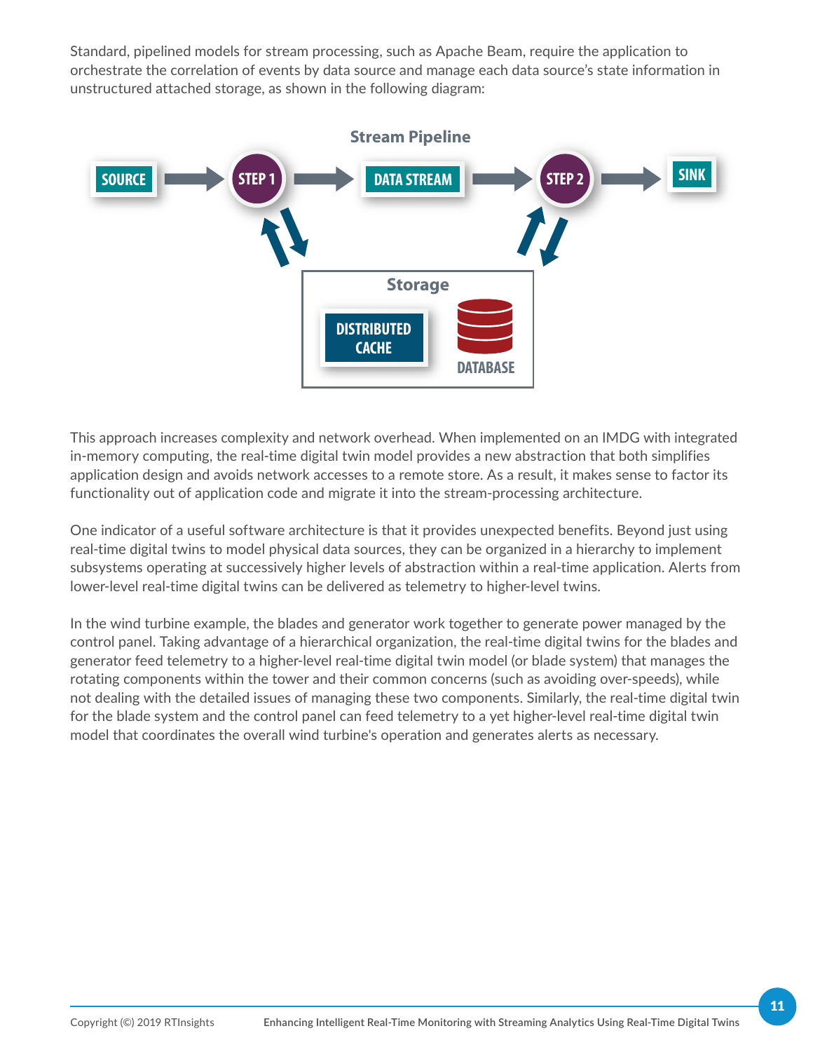Standard, pipelined models for stream processing, such as Apache Beam, require the application to orchestrate the correlation of events by data source and manage each data source's state information in unstructured attached storage, as shown in the following diagram:

This approach increases complexity and network overhead. When implemented on an IMDG with integrated in-memory computing, the real-time digital twin model provides a new abstraction that both simplifies application design and avoids network accesses to a remote store. As a result, it makes sense to factor its functionality out of application code and migrate it into the stream-processing architecture.

One indicator of a useful software architecture is that it provides unexpected benefits. Beyond just using real-time digital twins to model physical data sources, they can be organized in a hierarchy to implement subsystems operating at successively higher levels of abstraction within a real-time application. Alerts from lower-level real-time digital twins can be delivered as telemetry to higher-level twins.

In the wind turbine example, the blades and generator work together to generate power managed by the control panel. Taking advantage of a hierarchical organization, the real-time digital twins for the blades and generator feed telemetry to a higher-level real-time digital twin model (or blade system) that manages the rotating components within the tower and their common concerns (such as avoiding over-speeds), while not dealing with the detailed issues of managing these two components. Similarly, the real-time digital twin for the blade system and the control panel can feed telemetry to a yet higher-level real-time digital twin model that coordinates the overall wind turbine's operation and generates alerts as necessary.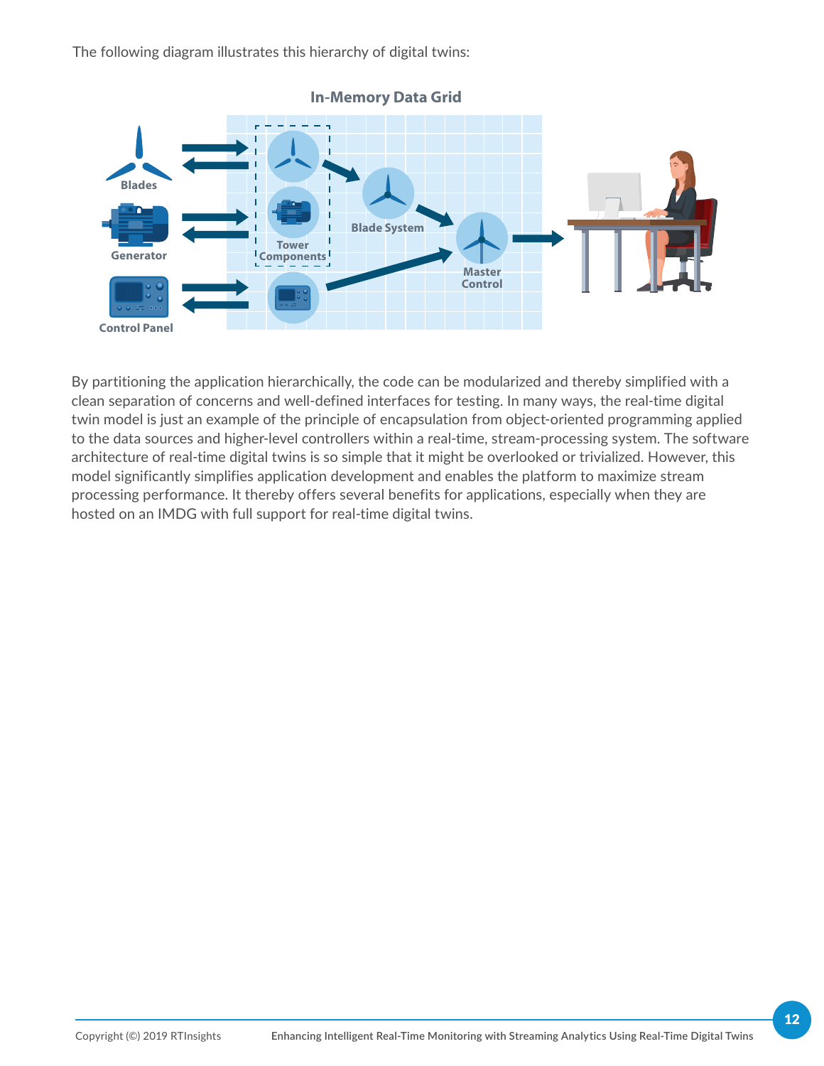The following diagram illustrates this hierarchy of digital twins:

By partitioning the application hierarchically, the code can be modularized and thereby simplified with a clean separation of concerns and well-defined interfaces for testing. In many ways, the real-time digital twin model is just an example of the principle of encapsulation from object-oriented programming applied to the data sources and higher-level controllers within a real-time, stream-processing system. The software architecture of real-time digital twins is so simple that it might be overlooked or trivialized. However, this model significantly simplifies application development and enables the platform to maximize stream processing performance. It thereby offers several benefits for applications, especially when they are hosted on an IMDG with full support for real-time digital twins.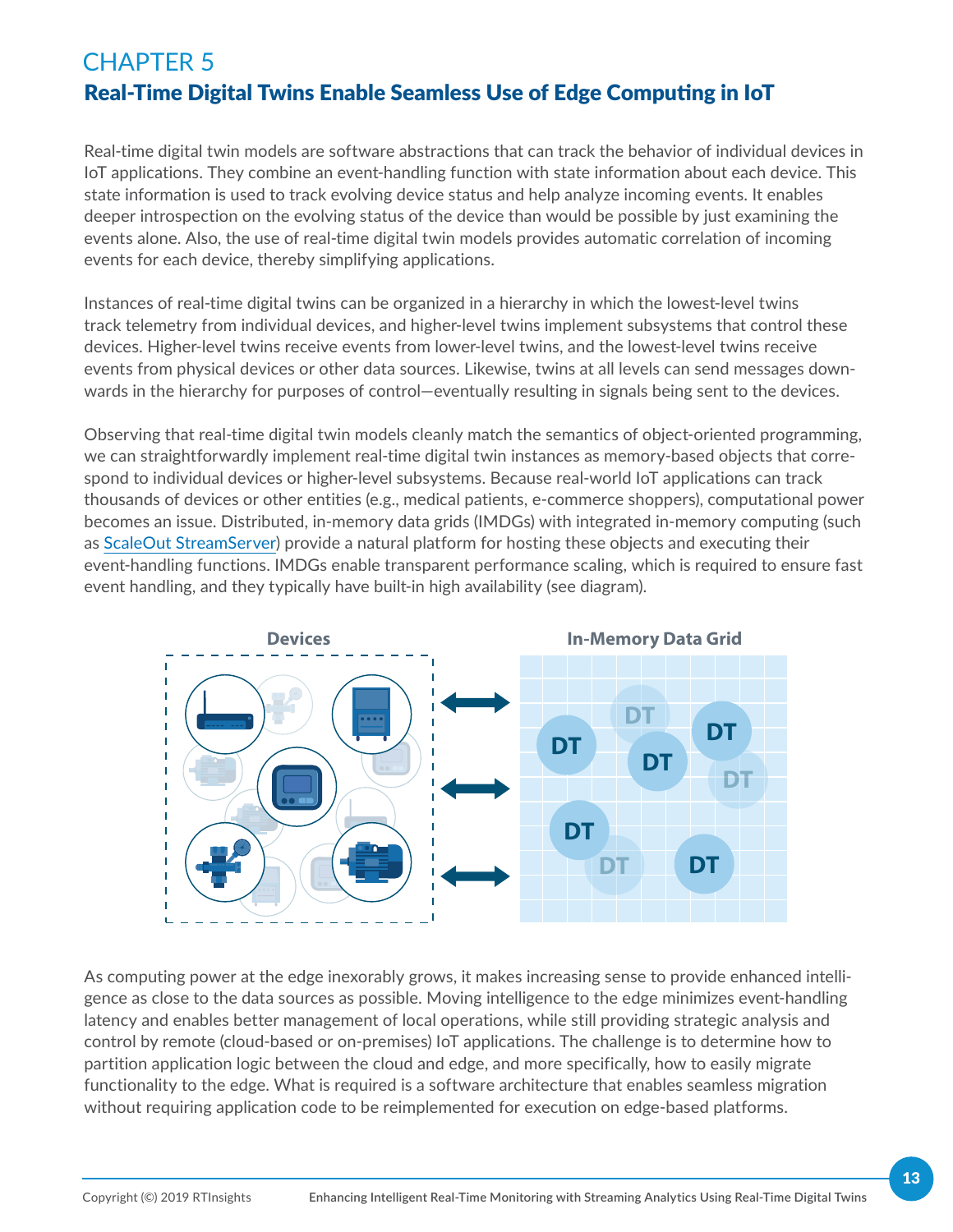# CHAPTER 5

## Real-Time Digital Twins Enable Seamless Use of Edge Computing in IoT

Real-time digital twin models are software abstractions that can track the behavior of individual devices in IoT applications. They combine an event-handling function with state information about each device. This state information is used to track evolving device status and help analyze incoming events. It enables deeper introspection on the evolving status of the device than would be possible by just examining the events alone. Also, the use of real-time digital twin models provides automatic correlation of incoming events for each device, thereby simplifying applications.

Instances of real-time digital twins can be organized in a hierarchy in which the lowest-level twins track telemetry from individual devices, and higher-level twins implement subsystems that control these devices. Higher-level twins receive events from lower-level twins, and the lowest-level twins receive events from physical devices or other data sources. Likewise, twins at all levels can send messages downwards in the hierarchy for purposes of control—eventually resulting in signals being sent to the devices.

Observing that real-time digital twin models cleanly match the semantics of object-oriented programming, we can straightforwardly implement real-time digital twin instances as memory-based objects that correspond to individual devices or higher-level subsystems. Because real-world IoT applications can track thousands of devices or other entities (e.g., medical patients, e-commerce shoppers), computational power becomes an issue. Distributed, in-memory data grids (IMDGs) with integrated in-memory computing (such as ScaleOut StreamServer) provide a natural platform for hosting these objects and executing their event-handling functions. IMDGs enable transparent performance scaling, which is required to ensure fast event handling, and they typically have built-in high availability (see diagram).

As computing power at the edge inexorably grows, it makes increasing sense to provide enhanced intelligence as close to the data sources as possible. Moving intelligence to the edge minimizes event-handling latency and enables better management of local operations, while still providing strategic analysis and control by remote (cloud-based or on-premises) IoT applications. The challenge is to determine how to partition application logic between the cloud and edge, and more specifically, how to easily migrate functionality to the edge. What is required is a software architecture that enables seamless migration without requiring application code to be reimplemented for execution on edge-based platforms.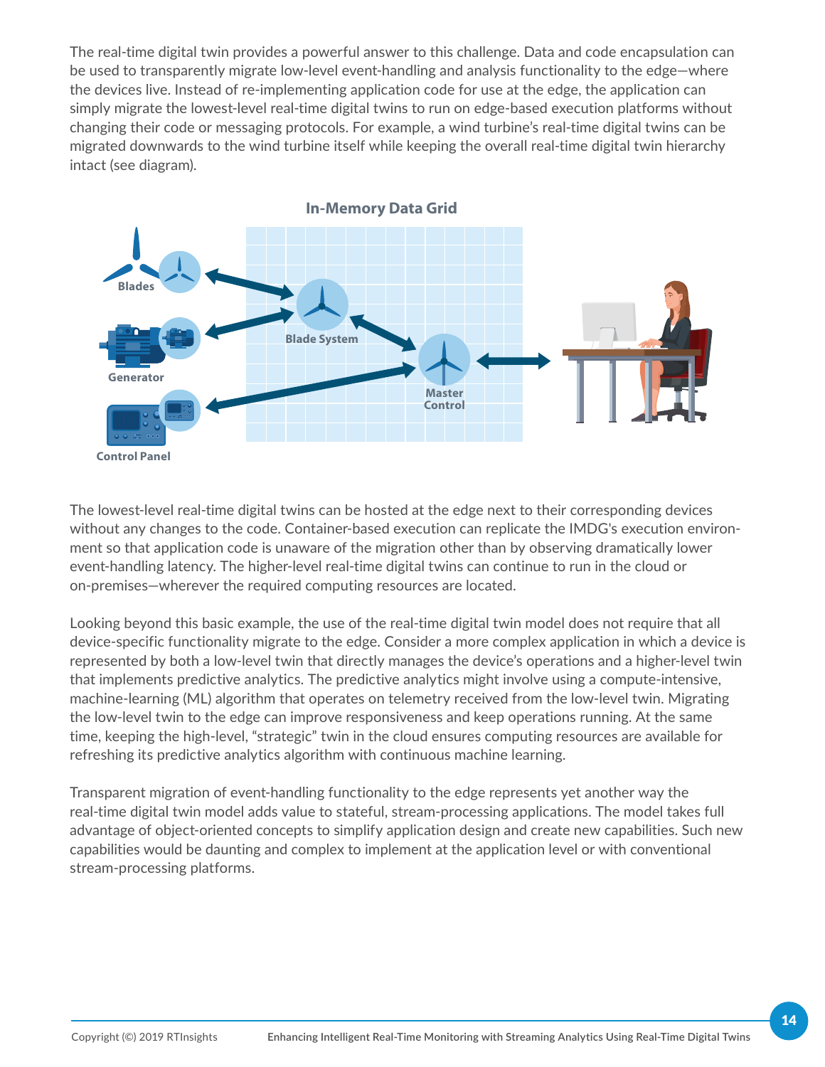The real-time digital twin provides a powerful answer to this challenge. Data and code encapsulation can be used to transparently migrate low-level event-handling and analysis functionality to the edge—where the devices live. Instead of re-implementing application code for use at the edge, the application can simply migrate the lowest-level real-time digital twins to run on edge-based execution platforms without changing their code or messaging protocols. For example, a wind turbine's real-time digital twins can be migrated downwards to the wind turbine itself while keeping the overall real-time digital twin hierarchy intact (see diagram).

In-Memory Data Grid

Blades

Generator

Control Panel

Blade System

Master Control

The lowest-level real-time digital twins can be hosted at the edge next to their corresponding devices without any changes to the code. Container-based execution can replicate the IMDG's execution environment so that application code is unaware of the migration other than by observing dramatically lower event-handling latency. The higher-level real-time digital twins can continue to run in the cloud or on-premises—wherever the required computing resources are located.

Looking beyond this basic example, the use of the real-time digital twin model does not require that all device-specific functionality migrate to the edge. Consider a more complex application in which a device is represented by both a low-level twin that directly manages the device's operations and a higher-level twin that implements predictive analytics. The predictive analytics might involve using a compute-intensive, machine-learning (ML) algorithm that operates on telemetry received from the low-level twin. Migrating the low-level twin to the edge can improve responsiveness and keep operations running. At the same time, keeping the high-level, "strategic" twin in the cloud ensures computing resources are available for refreshing its predictive analytics algorithm with continuous machine learning.

Transparent migration of event-handling functionality to the edge represents yet another way the real-time digital twin model adds value to stateful, stream-processing applications. The model takes full advantage of object-oriented concepts to simplify application design and create new capabilities. Such new capabilities would be daunting and complex to implement at the application level or with conventional stream-processing platforms.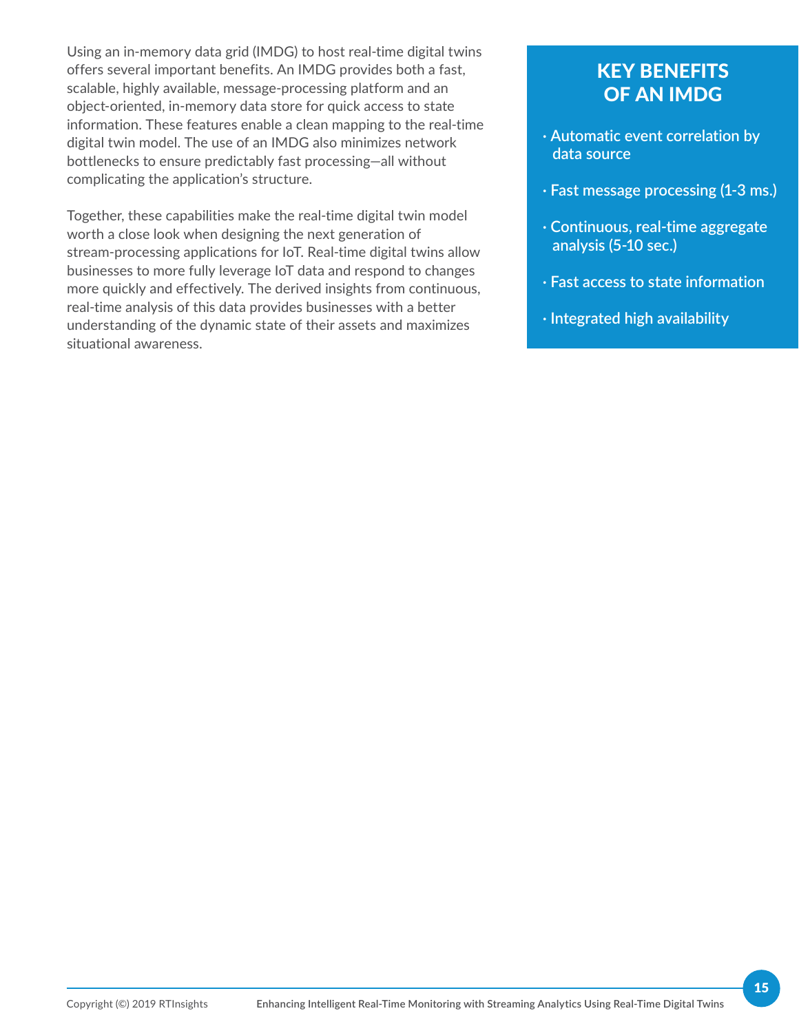Using an in-memory data grid (IMDG) to host real-time digital twins offers several important benefits. An IMDG provides both a fast, scalable, highly available, message-processing platform and an object-oriented, in-memory data store for quick access to state information. These features enable a clean mapping to the real-time digital twin model. The use of an IMDG also minimizes network bottlenecks to ensure predictably fast processing—all without complicating the application's structure.

Together, these capabilities make the real-time digital twin model worth a close look when designing the next generation of stream-processing applications for IoT. Real-time digital twins allow businesses to more fully leverage IoT data and respond to changes more quickly and effectively. The derived insights from continuous, real-time analysis of this data provides businesses with a better understanding of the dynamic state of their assets and maximizes situational awareness.

## KEY BENEFITS OF AN IMDG

- Automatic event correlation by data source
- Fast message processing (1-3 ms.)
- Continuous, real-time aggregate analysis (5-10 sec.)
- Fast access to state information
- Integrated high availability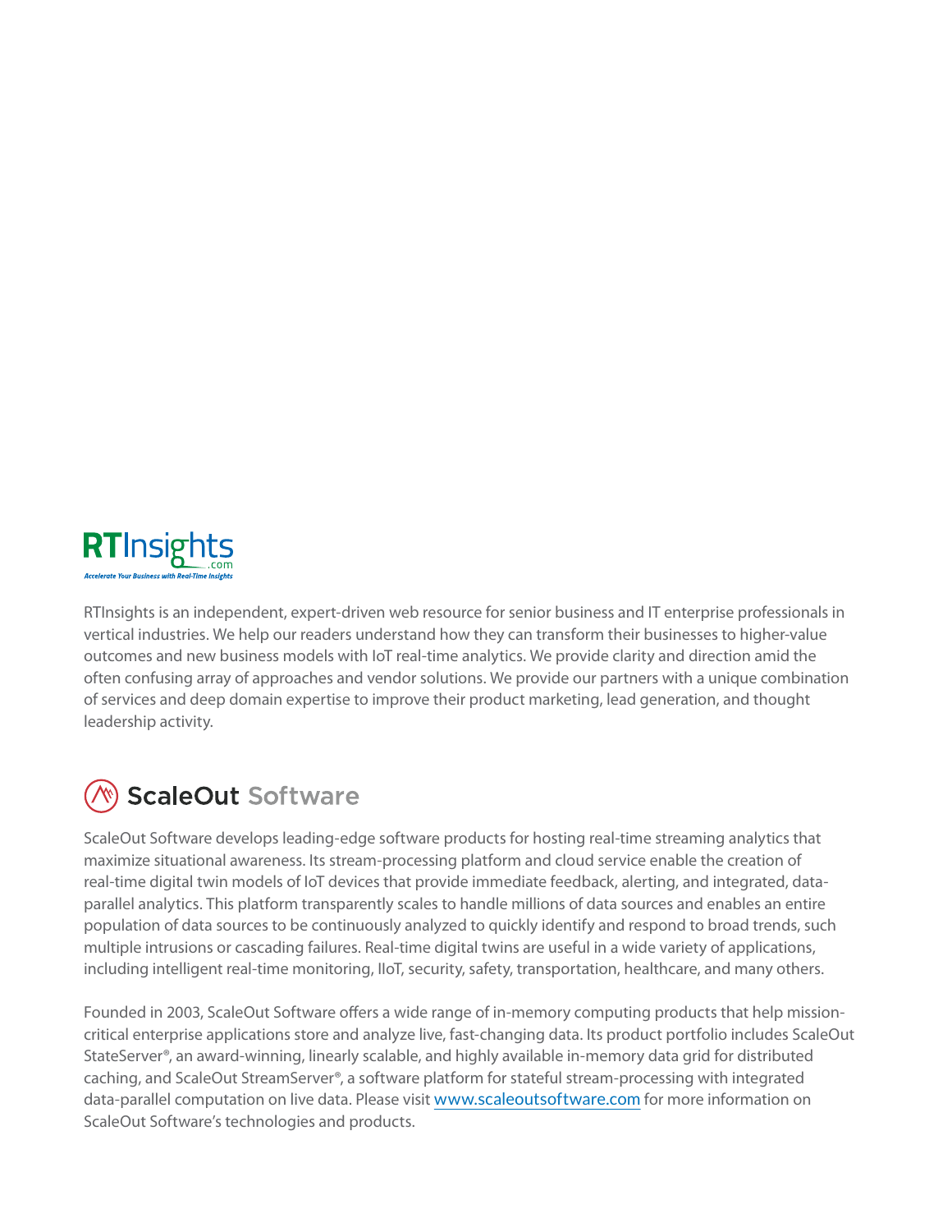RTInsights.com

*Accelerate Your Business with Real-Time Insights*

RTInsights is an independent, expert-driven web resource for senior business and IT enterprise professionals in vertical industries. We help our readers understand how they can transform their businesses to higher-value outcomes and new business models with IoT real-time analytics. We provide clarity and direction amid the often confusing array of approaches and vendor solutions. We provide our partners with a unique combination of services and deep domain expertise to improve their product marketing, lead generation, and thought leadership activity.

ScaleOut Software

ScaleOut Software develops leading-edge software products for hosting real-time streaming analytics that maximize situational awareness. Its stream-processing platform and cloud service enable the creation of real-time digital twin models of IoT devices that provide immediate feedback, alerting, and integrated, data-parallel analytics. This platform transparently scales to handle millions of data sources and enables an entire population of data sources to be continuously analyzed to quickly identify and respond to broad trends, such multiple intrusions or cascading failures. Real-time digital twins are useful in a wide variety of applications, including intelligent real-time monitoring, IIoT, security, safety, transportation, healthcare, and many others.

Founded in 2003, ScaleOut Software offers a wide range of in-memory computing products that help mission-critical enterprise applications store and analyze live, fast-changing data. Its product portfolio includes ScaleOut StateServer®, an award-winning, linearly scalable, and highly available in-memory data grid for distributed caching, and ScaleOut StreamServer®, a software platform for stateful stream-processing with integrated data-parallel computation on live data. Please visit www.scaleoutsoftware.com for more information on ScaleOut Software's technologies and products.